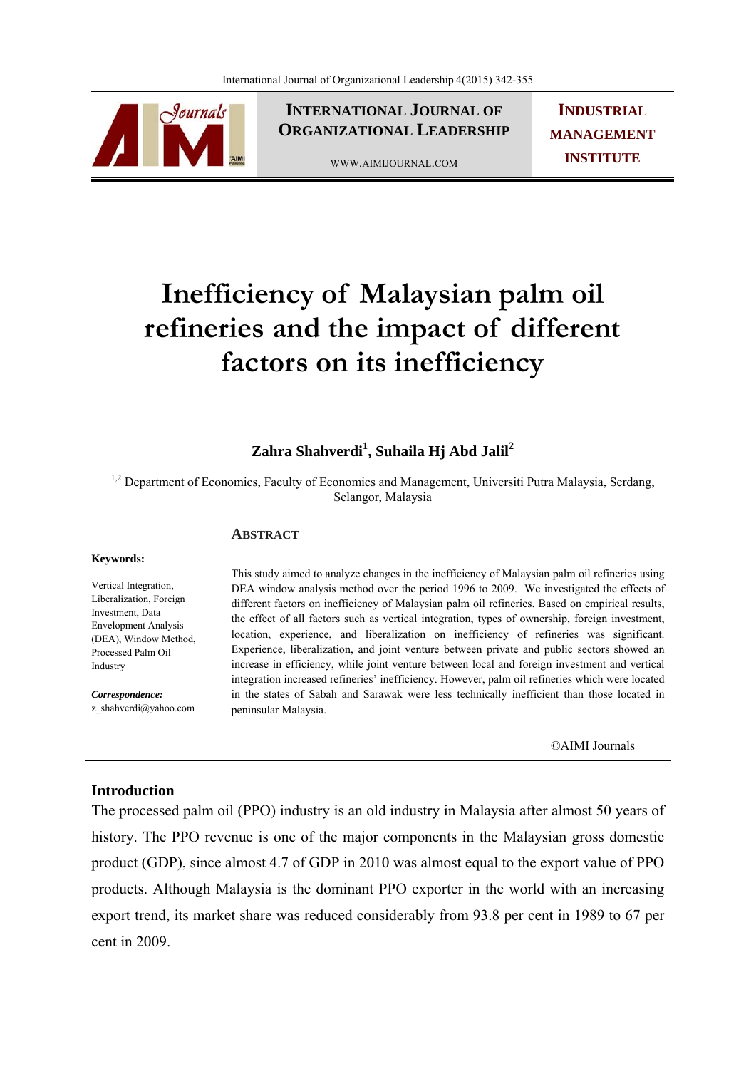# Inefficiency of Malaysian palm oil refineries and the impact of different factors on its inefficiency

**Zahra Shahverdi[1], Suhaila Hj Abd Jalil[2]**

[1,2] Department of Economics, Faculty of Economics and Management, Universiti Putra Malaysia, Serdang, Selangor, Malaysia

**Keywords:**

Vertical Integration, Liberalization, Foreign Investment, Data Envelopment Analysis (DEA), Window Method, Processed Palm Oil Industry

***Correspondence:***
z_shahverdi@yahoo.com

## ABSTRACT

This study aimed to analyze changes in the inefficiency of Malaysian palm oil refineries using DEA window analysis method over the period 1996 to 2009. We investigated the effects of different factors on inefficiency of Malaysian palm oil refineries. Based on empirical results, the effect of all factors such as vertical integration, types of ownership, foreign investment, location, experience, and liberalization on inefficiency of refineries was significant. Experience, liberalization, and joint venture between private and public sectors showed an increase in efficiency, while joint venture between local and foreign investment and vertical integration increased refineries' inefficiency. However, palm oil refineries which were located in the states of Sabah and Sarawak were less technically inefficient than those located in peninsular Malaysia.

©AIMI Journals

## Introduction

The processed palm oil (PPO) industry is an old industry in Malaysia after almost 50 years of history. The PPO revenue is one of the major components in the Malaysian gross domestic product (GDP), since almost 4.7 of GDP in 2010 was almost equal to the export value of PPO products. Although Malaysia is the dominant PPO exporter in the world with an increasing export trend, its market share was reduced considerably from 93.8 per cent in 1989 to 67 per cent in 2009.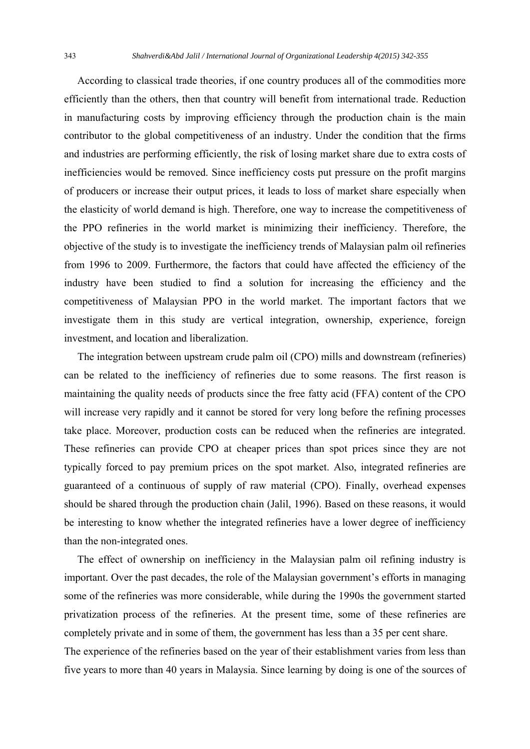According to classical trade theories, if one country produces all of the commodities more efficiently than the others, then that country will benefit from international trade. Reduction in manufacturing costs by improving efficiency through the production chain is the main contributor to the global competitiveness of an industry. Under the condition that the firms and industries are performing efficiently, the risk of losing market share due to extra costs of inefficiencies would be removed. Since inefficiency costs put pressure on the profit margins of producers or increase their output prices, it leads to loss of market share especially when the elasticity of world demand is high. Therefore, one way to increase the competitiveness of the PPO refineries in the world market is minimizing their inefficiency. Therefore, the objective of the study is to investigate the inefficiency trends of Malaysian palm oil refineries from 1996 to 2009. Furthermore, the factors that could have affected the efficiency of the industry have been studied to find a solution for increasing the efficiency and the competitiveness of Malaysian PPO in the world market. The important factors that we investigate them in this study are vertical integration, ownership, experience, foreign investment, and location and liberalization.

The integration between upstream crude palm oil (CPO) mills and downstream (refineries) can be related to the inefficiency of refineries due to some reasons. The first reason is maintaining the quality needs of products since the free fatty acid (FFA) content of the CPO will increase very rapidly and it cannot be stored for very long before the refining processes take place. Moreover, production costs can be reduced when the refineries are integrated. These refineries can provide CPO at cheaper prices than spot prices since they are not typically forced to pay premium prices on the spot market. Also, integrated refineries are guaranteed of a continuous of supply of raw material (CPO). Finally, overhead expenses should be shared through the production chain (Jalil, 1996). Based on these reasons, it would be interesting to know whether the integrated refineries have a lower degree of inefficiency than the non-integrated ones.

The effect of ownership on inefficiency in the Malaysian palm oil refining industry is important. Over the past decades, the role of the Malaysian government's efforts in managing some of the refineries was more considerable, while during the 1990s the government started privatization process of the refineries. At the present time, some of these refineries are completely private and in some of them, the government has less than a 35 per cent share.

The experience of the refineries based on the year of their establishment varies from less than five years to more than 40 years in Malaysia. Since learning by doing is one of the sources of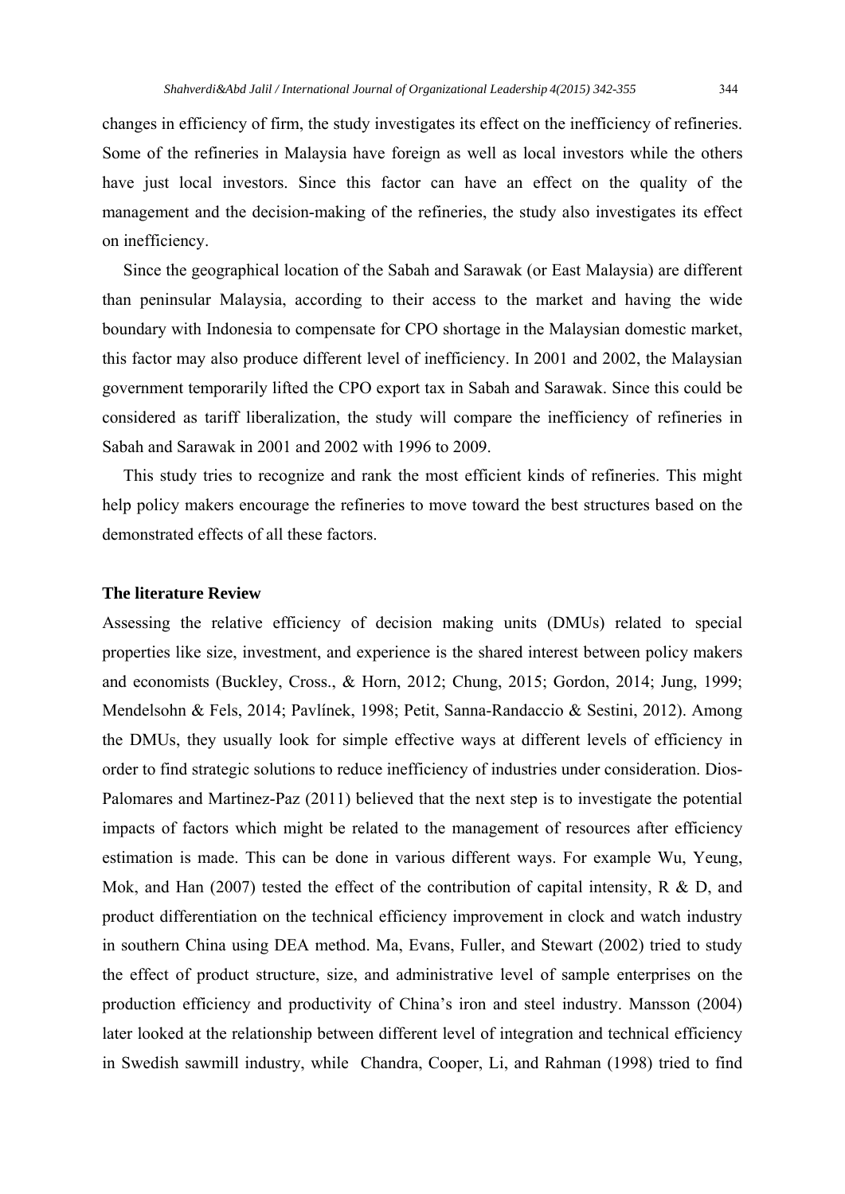changes in efficiency of firm, the study investigates its effect on the inefficiency of refineries. Some of the refineries in Malaysia have foreign as well as local investors while the others have just local investors. Since this factor can have an effect on the quality of the management and the decision-making of the refineries, the study also investigates its effect on inefficiency.

Since the geographical location of the Sabah and Sarawak (or East Malaysia) are different than peninsular Malaysia, according to their access to the market and having the wide boundary with Indonesia to compensate for CPO shortage in the Malaysian domestic market, this factor may also produce different level of inefficiency. In 2001 and 2002, the Malaysian government temporarily lifted the CPO export tax in Sabah and Sarawak. Since this could be considered as tariff liberalization, the study will compare the inefficiency of refineries in Sabah and Sarawak in 2001 and 2002 with 1996 to 2009.

This study tries to recognize and rank the most efficient kinds of refineries. This might help policy makers encourage the refineries to move toward the best structures based on the demonstrated effects of all these factors.

## The literature Review

Assessing the relative efficiency of decision making units (DMUs) related to special properties like size, investment, and experience is the shared interest between policy makers and economists (Buckley, Cross., & Horn, 2012; Chung, 2015; Gordon, 2014; Jung, 1999; Mendelsohn & Fels, 2014; Pavlínek, 1998; Petit, Sanna-Randaccio & Sestini, 2012). Among the DMUs, they usually look for simple effective ways at different levels of efficiency in order to find strategic solutions to reduce inefficiency of industries under consideration. Dios-Palomares and Martinez-Paz (2011) believed that the next step is to investigate the potential impacts of factors which might be related to the management of resources after efficiency estimation is made. This can be done in various different ways. For example Wu, Yeung, Mok, and Han (2007) tested the effect of the contribution of capital intensity, R & D, and product differentiation on the technical efficiency improvement in clock and watch industry in southern China using DEA method. Ma, Evans, Fuller, and Stewart (2002) tried to study the effect of product structure, size, and administrative level of sample enterprises on the production efficiency and productivity of China's iron and steel industry. Mansson (2004) later looked at the relationship between different level of integration and technical efficiency in Swedish sawmill industry, while Chandra, Cooper, Li, and Rahman (1998) tried to find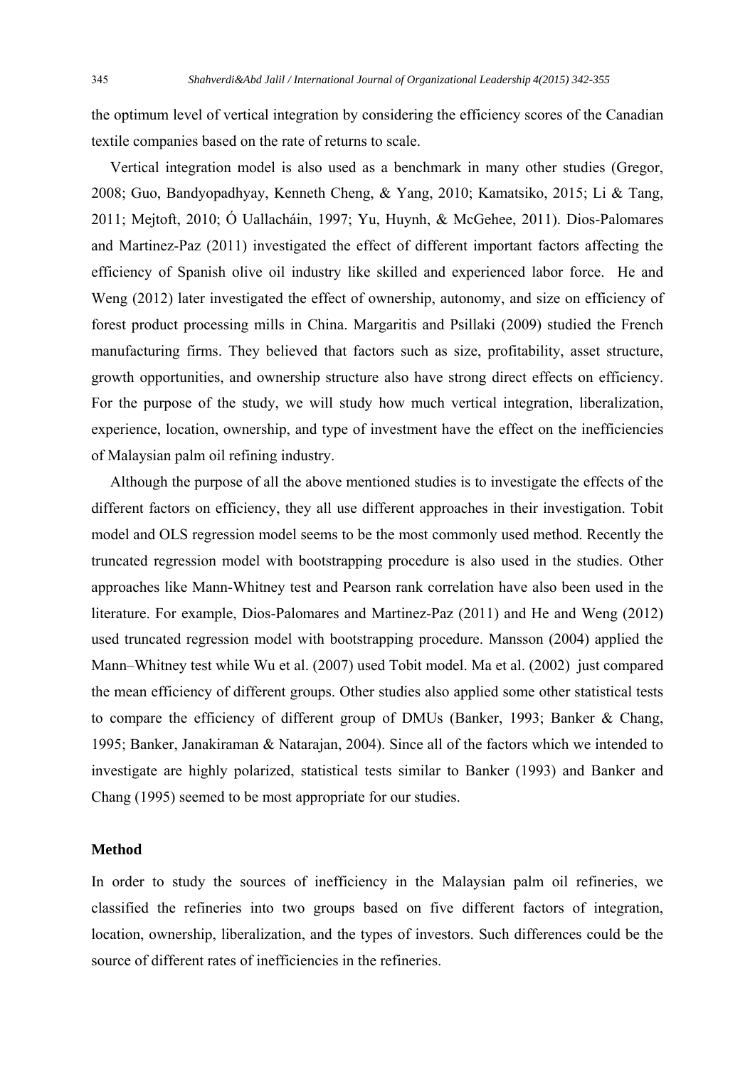the optimum level of vertical integration by considering the efficiency scores of the Canadian textile companies based on the rate of returns to scale.

Vertical integration model is also used as a benchmark in many other studies (Gregor, 2008; Guo, Bandyopadhyay, Kenneth Cheng, & Yang, 2010; Kamatsiko, 2015; Li & Tang, 2011; Mejtoft, 2010; Ó Uallacháin, 1997; Yu, Huynh, & McGehee, 2011). Dios-Palomares and Martinez-Paz (2011) investigated the effect of different important factors affecting the efficiency of Spanish olive oil industry like skilled and experienced labor force. He and Weng (2012) later investigated the effect of ownership, autonomy, and size on efficiency of forest product processing mills in China. Margaritis and Psillaki (2009) studied the French manufacturing firms. They believed that factors such as size, profitability, asset structure, growth opportunities, and ownership structure also have strong direct effects on efficiency. For the purpose of the study, we will study how much vertical integration, liberalization, experience, location, ownership, and type of investment have the effect on the inefficiencies of Malaysian palm oil refining industry.

Although the purpose of all the above mentioned studies is to investigate the effects of the different factors on efficiency, they all use different approaches in their investigation. Tobit model and OLS regression model seems to be the most commonly used method. Recently the truncated regression model with bootstrapping procedure is also used in the studies. Other approaches like Mann-Whitney test and Pearson rank correlation have also been used in the literature. For example, Dios-Palomares and Martinez-Paz (2011) and He and Weng (2012) used truncated regression model with bootstrapping procedure. Mansson (2004) applied the Mann–Whitney test while Wu et al. (2007) used Tobit model. Ma et al. (2002) just compared the mean efficiency of different groups. Other studies also applied some other statistical tests to compare the efficiency of different group of DMUs (Banker, 1993; Banker & Chang, 1995; Banker, Janakiraman & Natarajan, 2004). Since all of the factors which we intended to investigate are highly polarized, statistical tests similar to Banker (1993) and Banker and Chang (1995) seemed to be most appropriate for our studies.

## Method

In order to study the sources of inefficiency in the Malaysian palm oil refineries, we classified the refineries into two groups based on five different factors of integration, location, ownership, liberalization, and the types of investors. Such differences could be the source of different rates of inefficiencies in the refineries.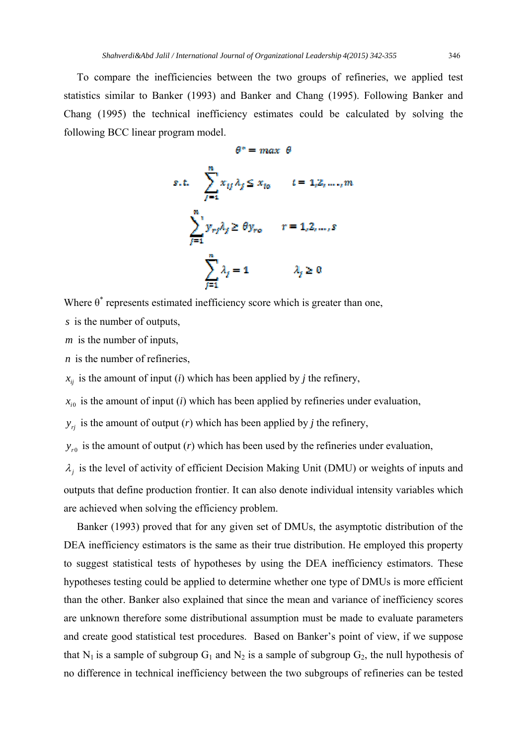To compare the inefficiencies between the two groups of refineries, we applied test statistics similar to Banker (1993) and Banker and Chang (1995). Following Banker and Chang (1995) the technical inefficiency estimates could be calculated by solving the following BCC linear program model.

$$\theta^* = max \ \ \theta$$

$$s.t. \quad \sum_{j=1}^{n} x_{ij}\lambda_j \leq x_{io} \qquad i = 1,2,\ldots,m$$

$$\sum_{j=1}^{n} y_{rj}\lambda_j \geq \theta y_{ro} \qquad r = 1,2,\ldots,s$$

$$\sum_{j=1}^{n} \lambda_j = 1 \qquad \lambda_j \geq 0$$

Where $\theta^*$ represents estimated inefficiency score which is greater than one,

$s$ is the number of outputs,

$m$ is the number of inputs,

$n$ is the number of refineries,

$x_{ij}$ is the amount of input ($i$) which has been applied by $j$ the refinery,

$x_{i0}$ is the amount of input ($i$) which has been applied by refineries under evaluation,

$y_{rj}$ is the amount of output ($r$) which has been applied by $j$ the refinery,

$y_{r0}$ is the amount of output ($r$) which has been used by the refineries under evaluation,

$\lambda_j$ is the level of activity of efficient Decision Making Unit (DMU) or weights of inputs and outputs that define production frontier. It can also denote individual intensity variables which are achieved when solving the efficiency problem.

Banker (1993) proved that for any given set of DMUs, the asymptotic distribution of the DEA inefficiency estimators is the same as their true distribution. He employed this property to suggest statistical tests of hypotheses by using the DEA inefficiency estimators. These hypotheses testing could be applied to determine whether one type of DMUs is more efficient than the other. Banker also explained that since the mean and variance of inefficiency scores are unknown therefore some distributional assumption must be made to evaluate parameters and create good statistical test procedures. Based on Banker's point of view, if we suppose that $N_1$ is a sample of subgroup $G_1$ and $N_2$ is a sample of subgroup $G_2$, the null hypothesis of no difference in technical inefficiency between the two subgroups of refineries can be tested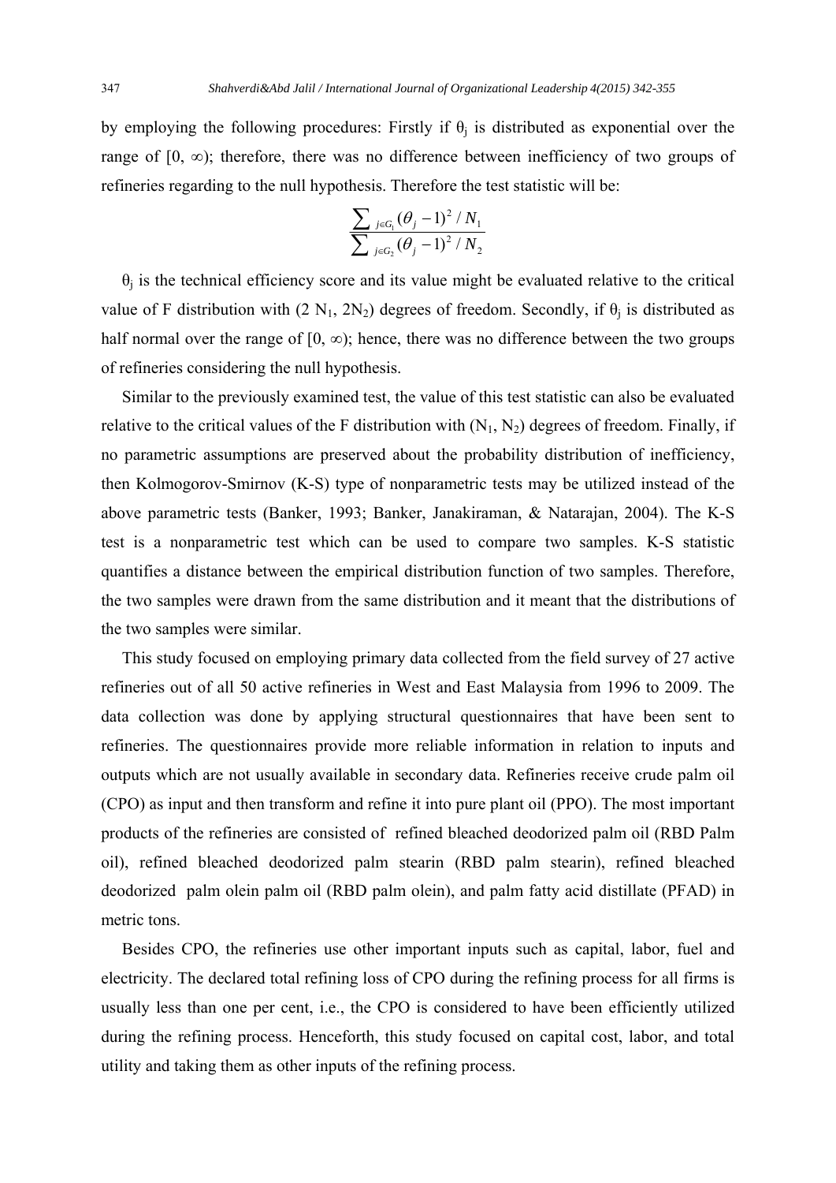by employing the following procedures: Firstly if $\theta_j$ is distributed as exponential over the range of $[0, \infty)$; therefore, there was no difference between inefficiency of two groups of refineries regarding to the null hypothesis. Therefore the test statistic will be:

$$\frac{\sum_{j \in G_1} (\theta_j - 1)^2 / N_1}{\sum_{j \in G_2} (\theta_j - 1)^2 / N_2}$$

$\theta_j$ is the technical efficiency score and its value might be evaluated relative to the critical value of F distribution with ($2N_1$, $2N_2$) degrees of freedom. Secondly, if $\theta_j$ is distributed as half normal over the range of $[0, \infty)$; hence, there was no difference between the two groups of refineries considering the null hypothesis.

Similar to the previously examined test, the value of this test statistic can also be evaluated relative to the critical values of the F distribution with ($N_1$, $N_2$) degrees of freedom. Finally, if no parametric assumptions are preserved about the probability distribution of inefficiency, then Kolmogorov-Smirnov (K-S) type of nonparametric tests may be utilized instead of the above parametric tests (Banker, 1993; Banker, Janakiraman, & Natarajan, 2004). The K-S test is a nonparametric test which can be used to compare two samples. K-S statistic quantifies a distance between the empirical distribution function of two samples. Therefore, the two samples were drawn from the same distribution and it meant that the distributions of the two samples were similar.

This study focused on employing primary data collected from the field survey of 27 active refineries out of all 50 active refineries in West and East Malaysia from 1996 to 2009. The data collection was done by applying structural questionnaires that have been sent to refineries. The questionnaires provide more reliable information in relation to inputs and outputs which are not usually available in secondary data. Refineries receive crude palm oil (CPO) as input and then transform and refine it into pure plant oil (PPO). The most important products of the refineries are consisted of refined bleached deodorized palm oil (RBD Palm oil), refined bleached deodorized palm stearin (RBD palm stearin), refined bleached deodorized palm olein palm oil (RBD palm olein), and palm fatty acid distillate (PFAD) in metric tons.

Besides CPO, the refineries use other important inputs such as capital, labor, fuel and electricity. The declared total refining loss of CPO during the refining process for all firms is usually less than one per cent, i.e., the CPO is considered to have been efficiently utilized during the refining process. Henceforth, this study focused on capital cost, labor, and total utility and taking them as other inputs of the refining process.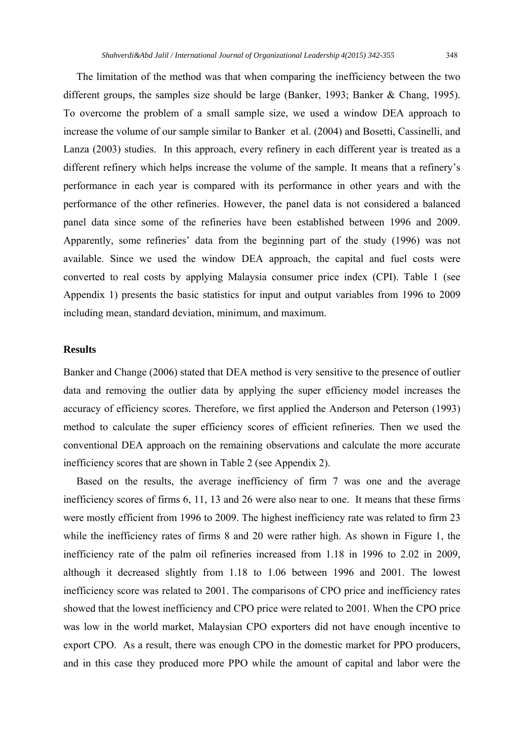The limitation of the method was that when comparing the inefficiency between the two different groups, the samples size should be large (Banker, 1993; Banker & Chang, 1995). To overcome the problem of a small sample size, we used a window DEA approach to increase the volume of our sample similar to Banker et al. (2004) and Bosetti, Cassinelli, and Lanza (2003) studies. In this approach, every refinery in each different year is treated as a different refinery which helps increase the volume of the sample. It means that a refinery's performance in each year is compared with its performance in other years and with the performance of the other refineries. However, the panel data is not considered a balanced panel data since some of the refineries have been established between 1996 and 2009. Apparently, some refineries' data from the beginning part of the study (1996) was not available. Since we used the window DEA approach, the capital and fuel costs were converted to real costs by applying Malaysia consumer price index (CPI). Table 1 (see Appendix 1) presents the basic statistics for input and output variables from 1996 to 2009 including mean, standard deviation, minimum, and maximum.

### Results

Banker and Change (2006) stated that DEA method is very sensitive to the presence of outlier data and removing the outlier data by applying the super efficiency model increases the accuracy of efficiency scores. Therefore, we first applied the Anderson and Peterson (1993) method to calculate the super efficiency scores of efficient refineries. Then we used the conventional DEA approach on the remaining observations and calculate the more accurate inefficiency scores that are shown in Table 2 (see Appendix 2).

Based on the results, the average inefficiency of firm 7 was one and the average inefficiency scores of firms 6, 11, 13 and 26 were also near to one. It means that these firms were mostly efficient from 1996 to 2009. The highest inefficiency rate was related to firm 23 while the inefficiency rates of firms 8 and 20 were rather high. As shown in Figure 1, the inefficiency rate of the palm oil refineries increased from 1.18 in 1996 to 2.02 in 2009, although it decreased slightly from 1.18 to 1.06 between 1996 and 2001. The lowest inefficiency score was related to 2001. The comparisons of CPO price and inefficiency rates showed that the lowest inefficiency and CPO price were related to 2001. When the CPO price was low in the world market, Malaysian CPO exporters did not have enough incentive to export CPO. As a result, there was enough CPO in the domestic market for PPO producers, and in this case they produced more PPO while the amount of capital and labor were the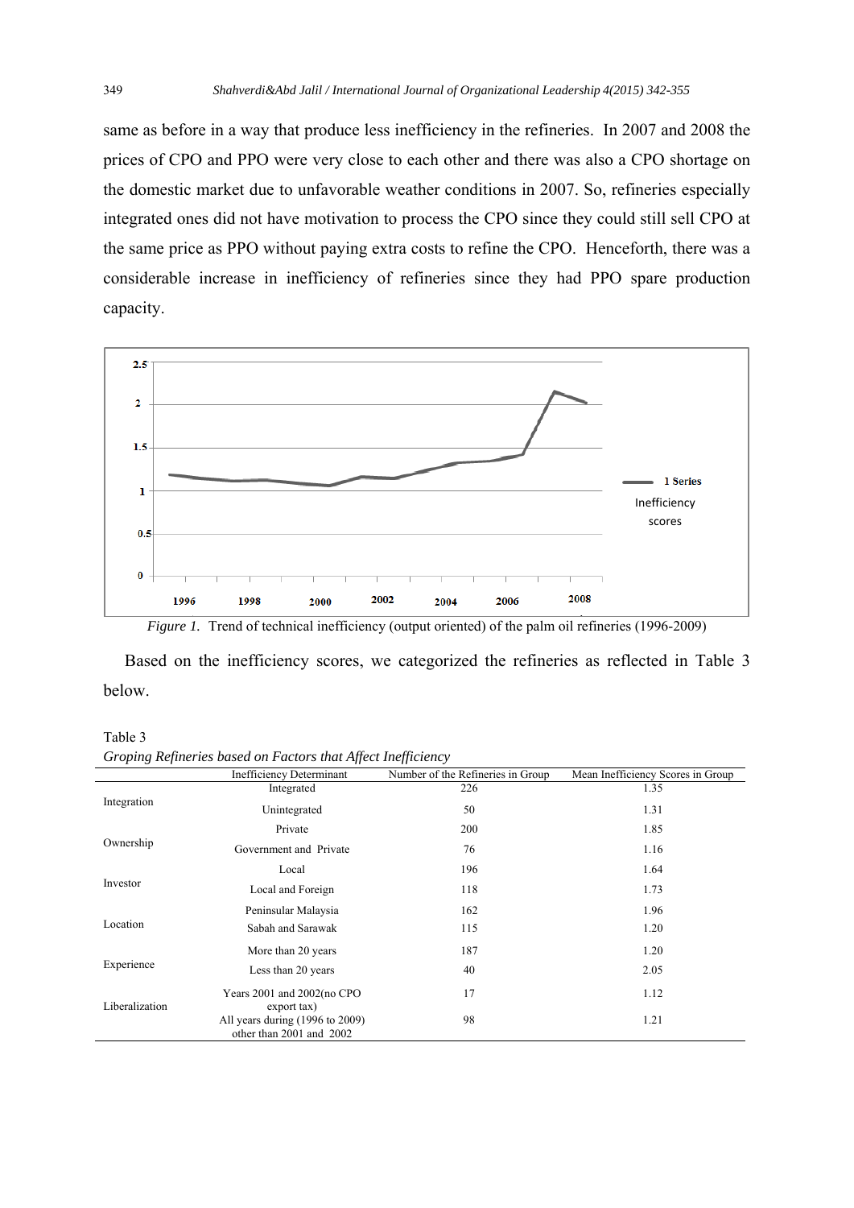same as before in a way that produce less inefficiency in the refineries. In 2007 and 2008 the prices of CPO and PPO were very close to each other and there was also a CPO shortage on the domestic market due to unfavorable weather conditions in 2007. So, refineries especially integrated ones did not have motivation to process the CPO since they could still sell CPO at the same price as PPO without paying extra costs to refine the CPO. Henceforth, there was a considerable increase in inefficiency of refineries since they had PPO spare production capacity.

*Figure 1.* Trend of technical inefficiency (output oriented) of the palm oil refineries (1996-2009)

Based on the inefficiency scores, we categorized the refineries as reflected in Table 3 below.

Table 3

*Groping Refineries based on Factors that Affect Inefficiency*

| | Inefficiency Determinant | Number of the Refineries in Group | Mean Inefficiency Scores in Group |
|---|---|---|---|
| Integration | Integrated | 226 | 1.35 |
| | Unintegrated | 50 | 1.31 |
| Ownership | Private | 200 | 1.85 |
| | Government and Private | 76 | 1.16 |
| Investor | Local | 196 | 1.64 |
| | Local and Foreign | 118 | 1.73 |
| Location | Peninsular Malaysia | 162 | 1.96 |
| | Sabah and Sarawak | 115 | 1.20 |
| Experience | More than 20 years | 187 | 1.20 |
| | Less than 20 years | 40 | 2.05 |
| Liberalization | Years 2001 and 2002(no CPO export tax) | 17 | 1.12 |
| | All years during (1996 to 2009) other than 2001 and 2002 | 98 | 1.21 |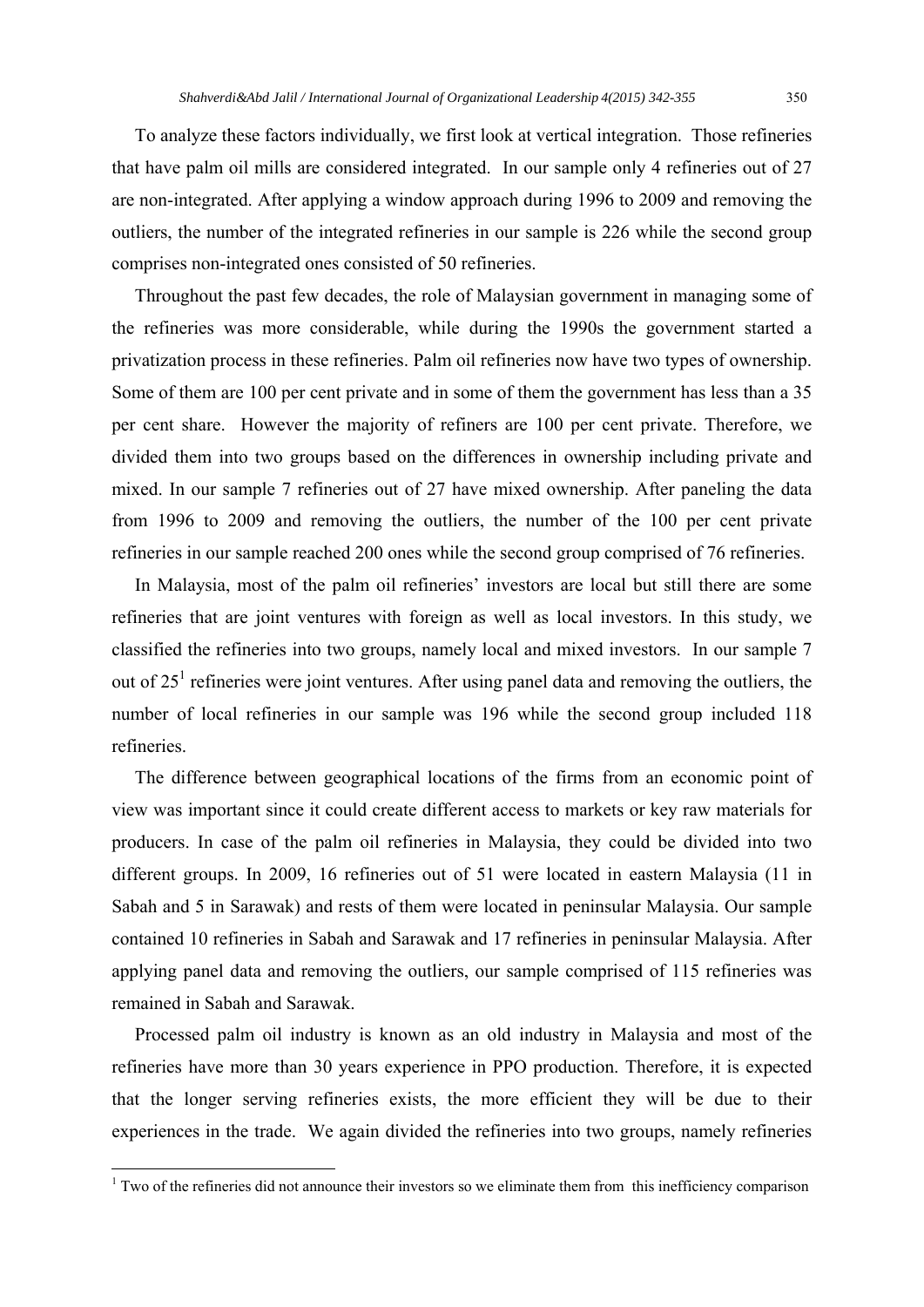To analyze these factors individually, we first look at vertical integration. Those refineries that have palm oil mills are considered integrated. In our sample only 4 refineries out of 27 are non-integrated. After applying a window approach during 1996 to 2009 and removing the outliers, the number of the integrated refineries in our sample is 226 while the second group comprises non-integrated ones consisted of 50 refineries.

Throughout the past few decades, the role of Malaysian government in managing some of the refineries was more considerable, while during the 1990s the government started a privatization process in these refineries. Palm oil refineries now have two types of ownership. Some of them are 100 per cent private and in some of them the government has less than a 35 per cent share. However the majority of refiners are 100 per cent private. Therefore, we divided them into two groups based on the differences in ownership including private and mixed. In our sample 7 refineries out of 27 have mixed ownership. After paneling the data from 1996 to 2009 and removing the outliers, the number of the 100 per cent private refineries in our sample reached 200 ones while the second group comprised of 76 refineries.

In Malaysia, most of the palm oil refineries' investors are local but still there are some refineries that are joint ventures with foreign as well as local investors. In this study, we classified the refineries into two groups, namely local and mixed investors. In our sample 7 out of 25[1] refineries were joint ventures. After using panel data and removing the outliers, the number of local refineries in our sample was 196 while the second group included 118 refineries.

The difference between geographical locations of the firms from an economic point of view was important since it could create different access to markets or key raw materials for producers. In case of the palm oil refineries in Malaysia, they could be divided into two different groups. In 2009, 16 refineries out of 51 were located in eastern Malaysia (11 in Sabah and 5 in Sarawak) and rests of them were located in peninsular Malaysia. Our sample contained 10 refineries in Sabah and Sarawak and 17 refineries in peninsular Malaysia. After applying panel data and removing the outliers, our sample comprised of 115 refineries was remained in Sabah and Sarawak.

Processed palm oil industry is known as an old industry in Malaysia and most of the refineries have more than 30 years experience in PPO production. Therefore, it is expected that the longer serving refineries exists, the more efficient they will be due to their experiences in the trade. We again divided the refineries into two groups, namely refineries

[1] Two of the refineries did not announce their investors so we eliminate them from this inefficiency comparison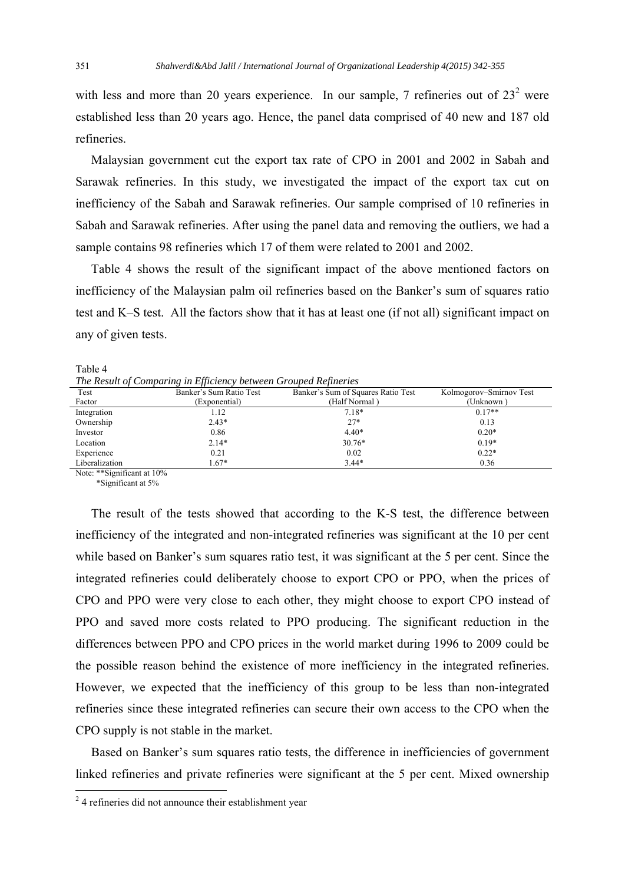with less and more than 20 years experience. In our sample, 7 refineries out of 23[2] were established less than 20 years ago. Hence, the panel data comprised of 40 new and 187 old refineries.

Malaysian government cut the export tax rate of CPO in 2001 and 2002 in Sabah and Sarawak refineries. In this study, we investigated the impact of the export tax cut on inefficiency of the Sabah and Sarawak refineries. Our sample comprised of 10 refineries in Sabah and Sarawak refineries. After using the panel data and removing the outliers, we had a sample contains 98 refineries which 17 of them were related to 2001 and 2002.

Table 4 shows the result of the significant impact of the above mentioned factors on inefficiency of the Malaysian palm oil refineries based on the Banker's sum of squares ratio test and K–S test. All the factors show that it has at least one (if not all) significant impact on any of given tests.

Table 4

*The Result of Comparing in Efficiency between Grouped Refineries*

| Test<br>Factor | Banker's Sum Ratio Test<br>(Exponential) | Banker's Sum of Squares Ratio Test<br>(Half Normal ) | Kolmogorov–Smirnov Test<br>(Unknown ) |
|---|---|---|---|
| Integration | 1.12 | 7.18* | 0.17** |
| Ownership | 2.43* | 27* | 0.13 |
| Investor | 0.86 | 4.40* | 0.20* |
| Location | 2.14* | 30.76* | 0.19* |
| Experience | 0.21 | 0.02 | 0.22* |
| Liberalization | 1.67* | 3.44* | 0.36 |

Note: **Significant at 10%
*Significant at 5%

The result of the tests showed that according to the K-S test, the difference between inefficiency of the integrated and non-integrated refineries was significant at the 10 per cent while based on Banker's sum squares ratio test, it was significant at the 5 per cent. Since the integrated refineries could deliberately choose to export CPO or PPO, when the prices of CPO and PPO were very close to each other, they might choose to export CPO instead of PPO and saved more costs related to PPO producing. The significant reduction in the differences between PPO and CPO prices in the world market during 1996 to 2009 could be the possible reason behind the existence of more inefficiency in the integrated refineries. However, we expected that the inefficiency of this group to be less than non-integrated refineries since these integrated refineries can secure their own access to the CPO when the CPO supply is not stable in the market.

Based on Banker's sum squares ratio tests, the difference in inefficiencies of government linked refineries and private refineries were significant at the 5 per cent. Mixed ownership

[2] 4 refineries did not announce their establishment year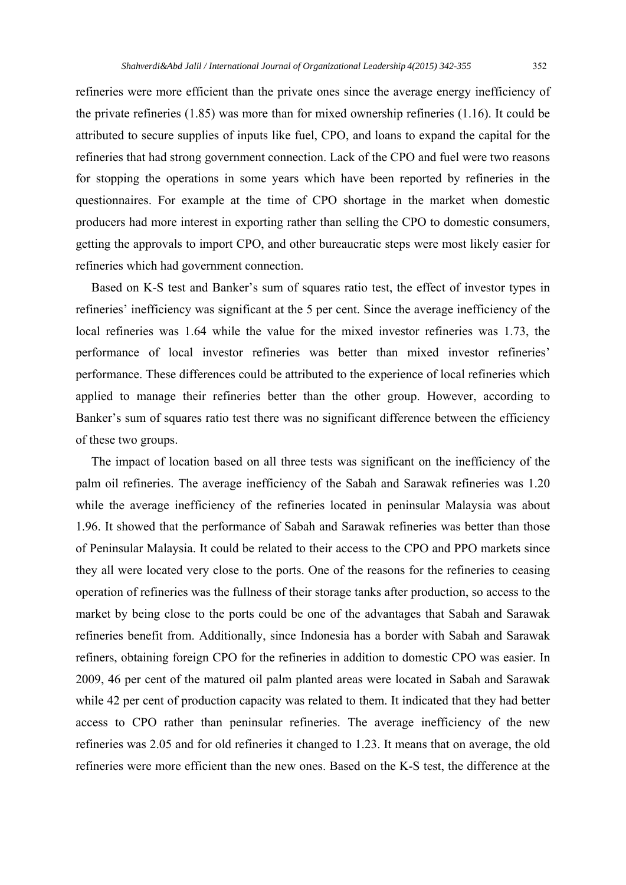refineries were more efficient than the private ones since the average energy inefficiency of the private refineries (1.85) was more than for mixed ownership refineries (1.16). It could be attributed to secure supplies of inputs like fuel, CPO, and loans to expand the capital for the refineries that had strong government connection. Lack of the CPO and fuel were two reasons for stopping the operations in some years which have been reported by refineries in the questionnaires. For example at the time of CPO shortage in the market when domestic producers had more interest in exporting rather than selling the CPO to domestic consumers, getting the approvals to import CPO, and other bureaucratic steps were most likely easier for refineries which had government connection.

Based on K-S test and Banker's sum of squares ratio test, the effect of investor types in refineries' inefficiency was significant at the 5 per cent. Since the average inefficiency of the local refineries was 1.64 while the value for the mixed investor refineries was 1.73, the performance of local investor refineries was better than mixed investor refineries' performance. These differences could be attributed to the experience of local refineries which applied to manage their refineries better than the other group. However, according to Banker's sum of squares ratio test there was no significant difference between the efficiency of these two groups.

The impact of location based on all three tests was significant on the inefficiency of the palm oil refineries. The average inefficiency of the Sabah and Sarawak refineries was 1.20 while the average inefficiency of the refineries located in peninsular Malaysia was about 1.96. It showed that the performance of Sabah and Sarawak refineries was better than those of Peninsular Malaysia. It could be related to their access to the CPO and PPO markets since they all were located very close to the ports. One of the reasons for the refineries to ceasing operation of refineries was the fullness of their storage tanks after production, so access to the market by being close to the ports could be one of the advantages that Sabah and Sarawak refineries benefit from. Additionally, since Indonesia has a border with Sabah and Sarawak refiners, obtaining foreign CPO for the refineries in addition to domestic CPO was easier. In 2009, 46 per cent of the matured oil palm planted areas were located in Sabah and Sarawak while 42 per cent of production capacity was related to them. It indicated that they had better access to CPO rather than peninsular refineries. The average inefficiency of the new refineries was 2.05 and for old refineries it changed to 1.23. It means that on average, the old refineries were more efficient than the new ones. Based on the K-S test, the difference at the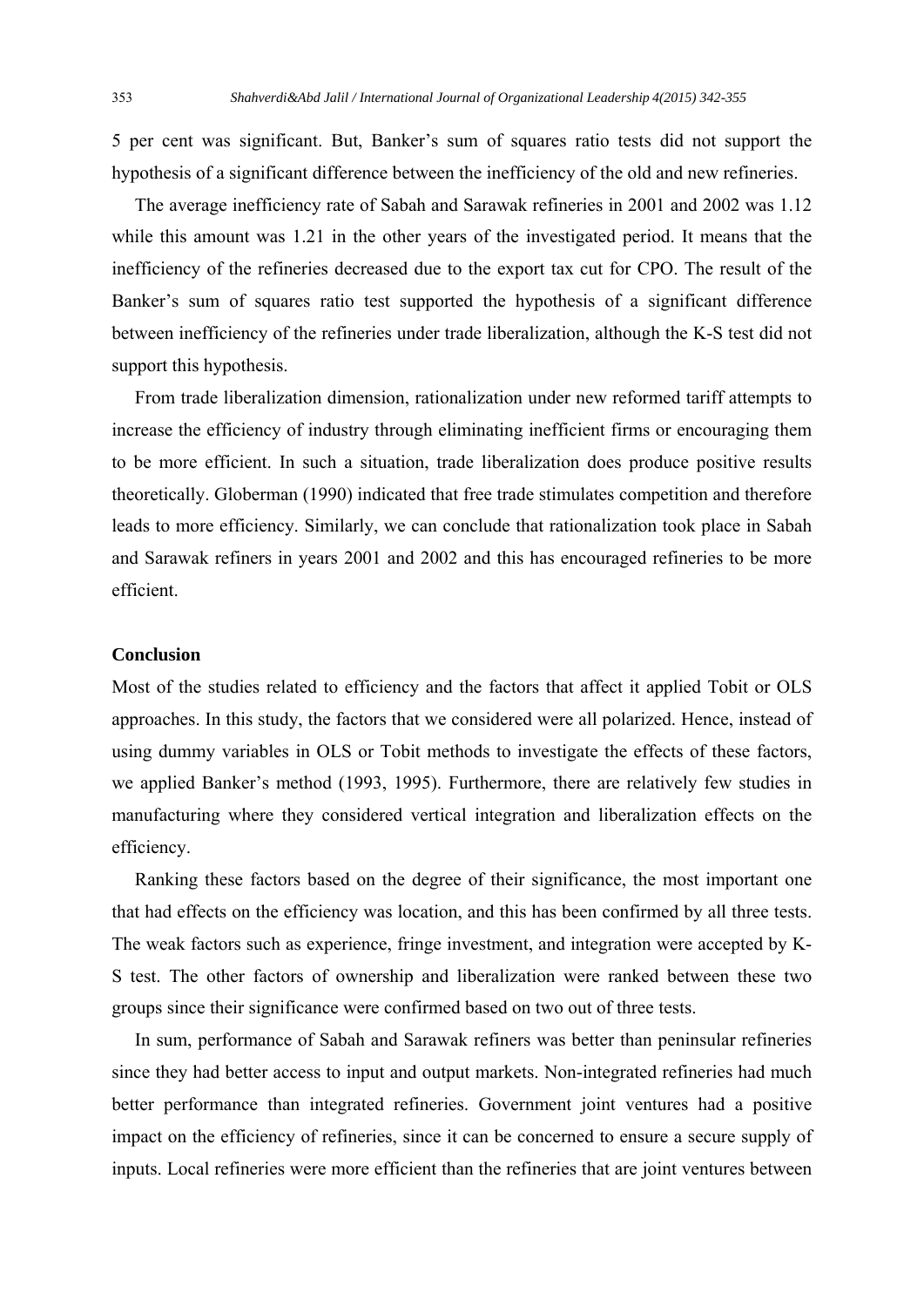5 per cent was significant. But, Banker's sum of squares ratio tests did not support the hypothesis of a significant difference between the inefficiency of the old and new refineries.

The average inefficiency rate of Sabah and Sarawak refineries in 2001 and 2002 was 1.12 while this amount was 1.21 in the other years of the investigated period. It means that the inefficiency of the refineries decreased due to the export tax cut for CPO. The result of the Banker's sum of squares ratio test supported the hypothesis of a significant difference between inefficiency of the refineries under trade liberalization, although the K-S test did not support this hypothesis.

From trade liberalization dimension, rationalization under new reformed tariff attempts to increase the efficiency of industry through eliminating inefficient firms or encouraging them to be more efficient. In such a situation, trade liberalization does produce positive results theoretically. Globerman (1990) indicated that free trade stimulates competition and therefore leads to more efficiency. Similarly, we can conclude that rationalization took place in Sabah and Sarawak refiners in years 2001 and 2002 and this has encouraged refineries to be more efficient.

**Conclusion**

Most of the studies related to efficiency and the factors that affect it applied Tobit or OLS approaches. In this study, the factors that we considered were all polarized. Hence, instead of using dummy variables in OLS or Tobit methods to investigate the effects of these factors, we applied Banker's method (1993, 1995). Furthermore, there are relatively few studies in manufacturing where they considered vertical integration and liberalization effects on the efficiency.

Ranking these factors based on the degree of their significance, the most important one that had effects on the efficiency was location, and this has been confirmed by all three tests. The weak factors such as experience, fringe investment, and integration were accepted by K-S test. The other factors of ownership and liberalization were ranked between these two groups since their significance were confirmed based on two out of three tests.

In sum, performance of Sabah and Sarawak refiners was better than peninsular refineries since they had better access to input and output markets. Non-integrated refineries had much better performance than integrated refineries. Government joint ventures had a positive impact on the efficiency of refineries, since it can be concerned to ensure a secure supply of inputs. Local refineries were more efficient than the refineries that are joint ventures between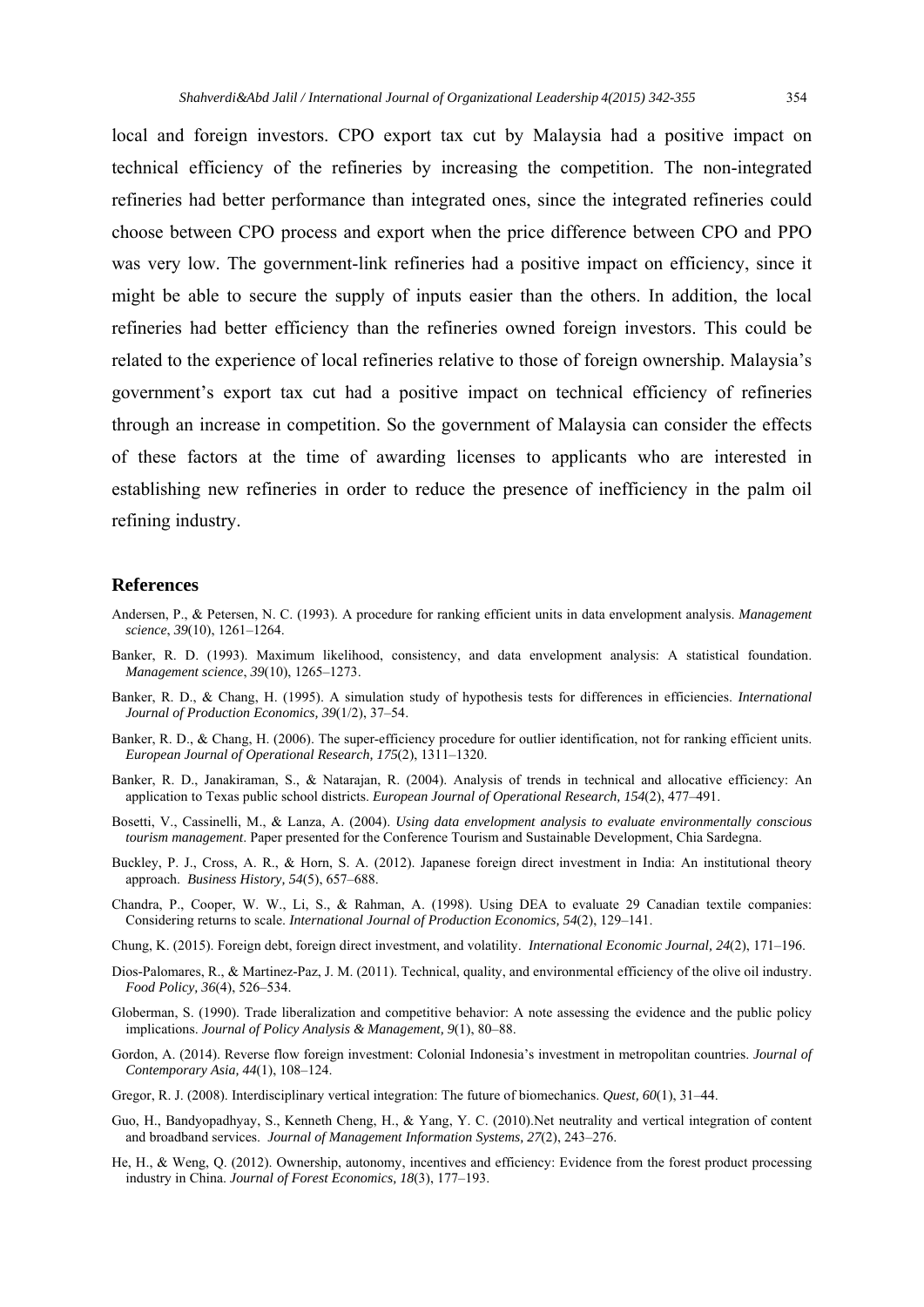local and foreign investors. CPO export tax cut by Malaysia had a positive impact on technical efficiency of the refineries by increasing the competition. The non-integrated refineries had better performance than integrated ones, since the integrated refineries could choose between CPO process and export when the price difference between CPO and PPO was very low. The government-link refineries had a positive impact on efficiency, since it might be able to secure the supply of inputs easier than the others. In addition, the local refineries had better efficiency than the refineries owned foreign investors. This could be related to the experience of local refineries relative to those of foreign ownership. Malaysia's government's export tax cut had a positive impact on technical efficiency of refineries through an increase in competition. So the government of Malaysia can consider the effects of these factors at the time of awarding licenses to applicants who are interested in establishing new refineries in order to reduce the presence of inefficiency in the palm oil refining industry.

## References

Andersen, P., & Petersen, N. C. (1993). A procedure for ranking efficient units in data envelopment analysis. *Management science*, *39*(10), 1261–1264.

Banker, R. D. (1993). Maximum likelihood, consistency, and data envelopment analysis: A statistical foundation. *Management science*, *39*(10), 1265–1273.

Banker, R. D., & Chang, H. (1995). A simulation study of hypothesis tests for differences in efficiencies. *International Journal of Production Economics, 39*(1/2), 37–54.

Banker, R. D., & Chang, H. (2006). The super-efficiency procedure for outlier identification, not for ranking efficient units. *European Journal of Operational Research, 175*(2), 1311–1320.

Banker, R. D., Janakiraman, S., & Natarajan, R. (2004). Analysis of trends in technical and allocative efficiency: An application to Texas public school districts. *European Journal of Operational Research, 154*(2), 477–491.

Bosetti, V., Cassinelli, M., & Lanza, A. (2004). *Using data envelopment analysis to evaluate environmentally conscious tourism management*. Paper presented for the Conference Tourism and Sustainable Development, Chia Sardegna.

Buckley, P. J., Cross, A. R., & Horn, S. A. (2012). Japanese foreign direct investment in India: An institutional theory approach. *Business History, 54*(5), 657–688.

Chandra, P., Cooper, W. W., Li, S., & Rahman, A. (1998). Using DEA to evaluate 29 Canadian textile companies: Considering returns to scale. *International Journal of Production Economics, 54*(2), 129–141.

Chung, K. (2015). Foreign debt, foreign direct investment, and volatility. *International Economic Journal, 24*(2), 171–196.

Dios-Palomares, R., & Martinez-Paz, J. M. (2011). Technical, quality, and environmental efficiency of the olive oil industry. *Food Policy, 36*(4), 526–534.

Globerman, S. (1990). Trade liberalization and competitive behavior: A note assessing the evidence and the public policy implications. *Journal of Policy Analysis & Management, 9*(1), 80–88.

Gordon, A. (2014). Reverse flow foreign investment: Colonial Indonesia's investment in metropolitan countries. *Journal of Contemporary Asia, 44*(1), 108–124.

Gregor, R. J. (2008). Interdisciplinary vertical integration: The future of biomechanics. *Quest, 60*(1), 31–44.

Guo, H., Bandyopadhyay, S., Kenneth Cheng, H., & Yang, Y. C. (2010).Net neutrality and vertical integration of content and broadband services. *Journal of Management Information Systems, 27*(2), 243–276.

He, H., & Weng, Q. (2012). Ownership, autonomy, incentives and efficiency: Evidence from the forest product processing industry in China. *Journal of Forest Economics, 18*(3), 177–193.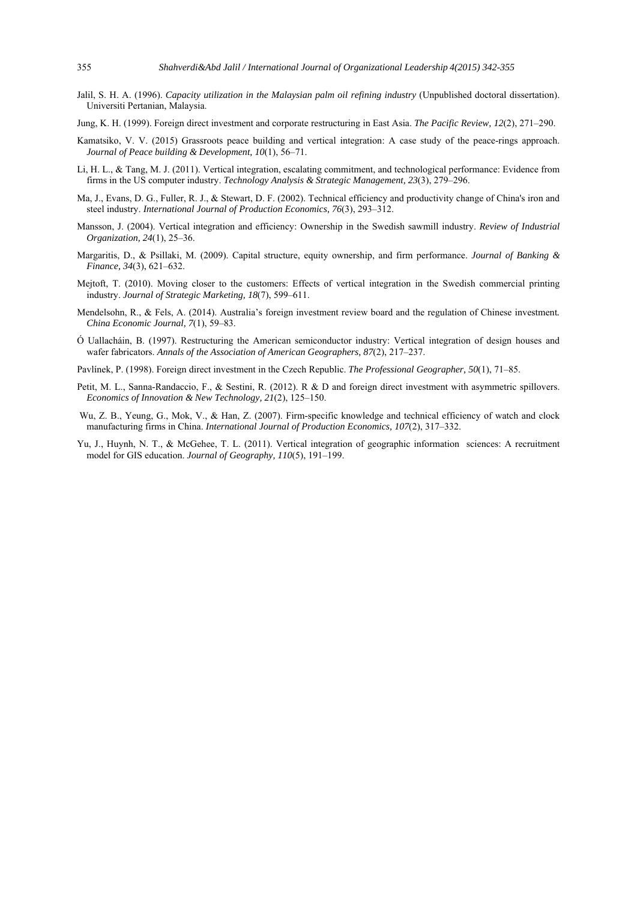Jalil, S. H. A. (1996). *Capacity utilization in the Malaysian palm oil refining industry* (Unpublished doctoral dissertation). Universiti Pertanian, Malaysia.

Jung, K. H. (1999). Foreign direct investment and corporate restructuring in East Asia. *The Pacific Review, 12*(2), 271–290.

Kamatsiko, V. V. (2015) Grassroots peace building and vertical integration: A case study of the peace-rings approach. *Journal of Peace building & Development, 10*(1), 56–71.

Li, H. L., & Tang, M. J. (2011). Vertical integration, escalating commitment, and technological performance: Evidence from firms in the US computer industry. *Technology Analysis & Strategic Management, 23*(3), 279–296.

Ma, J., Evans, D. G., Fuller, R. J., & Stewart, D. F. (2002). Technical efficiency and productivity change of China's iron and steel industry. *International Journal of Production Economics, 76*(3), 293–312.

Mansson, J. (2004). Vertical integration and efficiency: Ownership in the Swedish sawmill industry. *Review of Industrial Organization, 24*(1), 25–36.

Margaritis, D., & Psillaki, M. (2009). Capital structure, equity ownership, and firm performance. *Journal of Banking & Finance, 34*(3), 621–632.

Mejtoft, T. (2010). Moving closer to the customers: Effects of vertical integration in the Swedish commercial printing industry. *Journal of Strategic Marketing, 18*(7), 599–611.

Mendelsohn, R., & Fels, A. (2014). Australia's foreign investment review board and the regulation of Chinese investment. *China Economic Journal, 7*(1), 59–83.

Ó Uallacháin, B. (1997). Restructuring the American semiconductor industry: Vertical integration of design houses and wafer fabricators. *Annals of the Association of American Geographers, 87*(2), 217–237.

Pavlínek, P. (1998). Foreign direct investment in the Czech Republic. *The Professional Geographer, 50*(1), 71–85.

Petit, M. L., Sanna-Randaccio, F., & Sestini, R. (2012). R & D and foreign direct investment with asymmetric spillovers. *Economics of Innovation & New Technology, 21*(2), 125–150.

Wu, Z. B., Yeung, G., Mok, V., & Han, Z. (2007). Firm-specific knowledge and technical efficiency of watch and clock manufacturing firms in China. *International Journal of Production Economics, 107*(2), 317–332.

Yu, J., Huynh, N. T., & McGehee, T. L. (2011). Vertical integration of geographic information sciences: A recruitment model for GIS education. *Journal of Geography, 110*(5), 191–199.